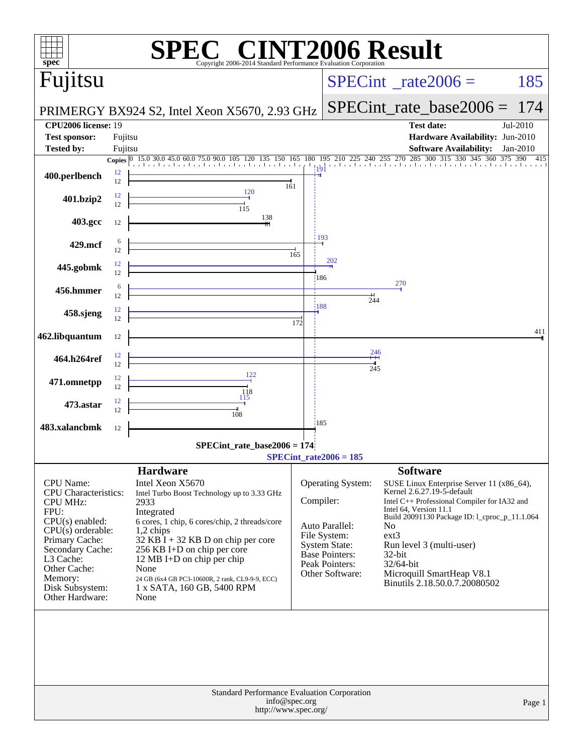# SPEC® CINT2006 Result

Copyright 2006-2014 Standard Performance Evaluation Corporation

## Fujitsu

PRIMERGY BX924 S2, Intel Xeon X5670, 2.93 GHz

SPECint_rate2006 = 185

SPECint_rate_base2006 = 174

| | | | |
|---|---|---|---|
| **CPU2006 license:** | 19 | **Test date:** | Jul-2010 |
| **Test sponsor:** | Fujitsu | **Hardware Availability:** | Jun-2010 |
| **Tested by:** | Fujitsu | **Software Availability:** | Jan-2010 |

| Benchmark | Copies (peak) | Peak | Copies (base) | Base |
|---|---|---|---|---|
| 400.perlbench | 12 | 191 | 12 | 161 |
| 401.bzip2 | 12 | 120 | 12 | 115 |
| 403.gcc | | | 12 | 138 |
| 429.mcf | 6 | 193 | 12 | 165 |
| 445.gobmk | 12 | 202 | 12 | 186 |
| 456.hmmer | 6 | 270 | 12 | 244 |
| 458.sjeng | 12 | 188 | 12 | 172 |
| 462.libquantum | | | 12 | 411 |
| 464.h264ref | 12 | 246 | 12 | 245 |
| 471.omnetpp | 12 | 122 | 12 | 118 |
| 473.astar | 12 | 115 | 12 | 108 |
| 483.xalancbmk | | | 12 | 185 |

SPECint_rate_base2006 = 174

SPECint_rate2006 = 185

### Hardware

| | |
|---|---|
| CPU Name: | Intel Xeon X5670 |
| CPU Characteristics: | Intel Turbo Boost Technology up to 3.33 GHz |
| CPU MHz: | 2933 |
| FPU: | Integrated |
| CPU(s) enabled: | 6 cores, 1 chip, 6 cores/chip, 2 threads/core |
| CPU(s) orderable: | 1,2 chips |
| Primary Cache: | 32 KB I + 32 KB D on chip per core |
| Secondary Cache: | 256 KB I+D on chip per core |
| L3 Cache: | 12 MB I+D on chip per chip |
| Other Cache: | None |
| Memory: | 24 GB (6x4 GB PC3-10600R, 2 rank, CL9-9-9, ECC) |
| Disk Subsystem: | 1 x SATA, 160 GB, 5400 RPM |
| Other Hardware: | None |

### Software

| | |
|---|---|
| Operating System: | SUSE Linux Enterprise Server 11 (x86_64), Kernel 2.6.27.19-5-default |
| Compiler: | Intel C++ Professional Compiler for IA32 and Intel 64, Version 11.1 Build 20091130 Package ID: l_cproc_p_11.1.064 |
| Auto Parallel: | No |
| File System: | ext3 |
| System State: | Run level 3 (multi-user) |
| Base Pointers: | 32-bit |
| Peak Pointers: | 32/64-bit |
| Other Software: | Microquill SmartHeap V8.1 Binutils 2.18.50.0.7.20080502 |

Standard Performance Evaluation Corporation
info@spec.org
http://www.spec.org/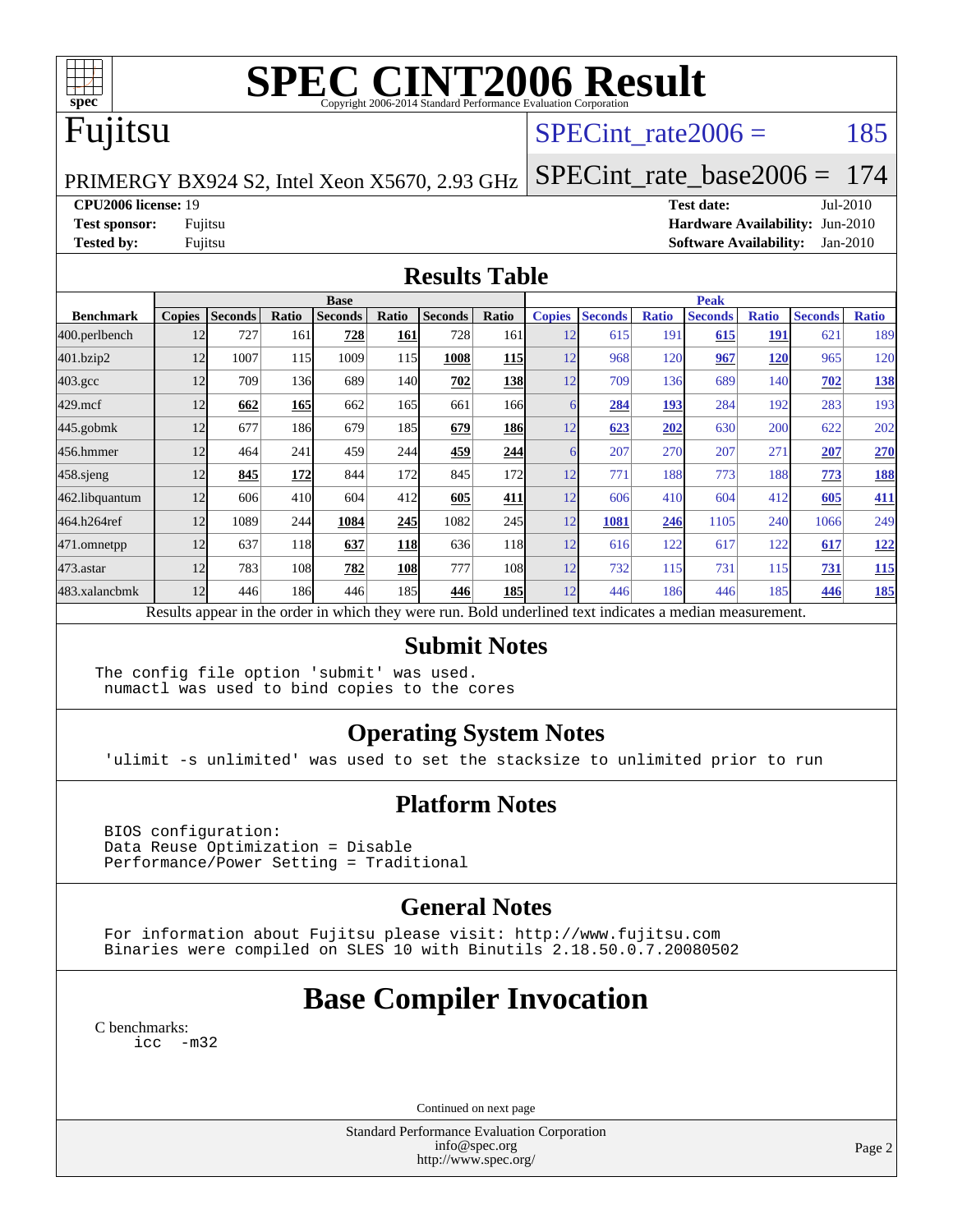# SPEC CINT2006 Result

Copyright 2006-2014 Standard Performance Evaluation Corporation

# Fujitsu

PRIMERGY BX924 S2, Intel Xeon X5670, 2.93 GHz

SPECint_rate2006 = 185

SPECint_rate_base2006 = 174

**CPU2006 license:** 19
**Test sponsor:** Fujitsu
**Tested by:** Fujitsu

**Test date:** Jul-2010
**Hardware Availability:** Jun-2010
**Software Availability:** Jan-2010

## Results Table

| Benchmark | Base | | | | | | | Peak | | | | | | |
|---|---|---|---|---|---|---|---|---|---|---|---|---|---|---|
| | Copies | Seconds | Ratio | Seconds | Ratio | Seconds | Ratio | Copies | Seconds | Ratio | Seconds | Ratio | Seconds | Ratio |
| 400.perlbench | 12 | 727 | 161 | **728** | **161** | 728 | 161 | 12 | 615 | 191 | **615** | **191** | 621 | 189 |
| 401.bzip2 | 12 | 1007 | 115 | 1009 | 115 | **1008** | **115** | 12 | 968 | 120 | **967** | **120** | 965 | 120 |
| 403.gcc | 12 | 709 | 136 | 689 | 140 | **702** | **138** | 12 | 709 | 136 | 689 | 140 | **702** | **138** |
| 429.mcf | 12 | **662** | **165** | 662 | 165 | 661 | 166 | 6 | **284** | **193** | 284 | 192 | 283 | 193 |
| 445.gobmk | 12 | 677 | 186 | 679 | 185 | **679** | **186** | 12 | **623** | **202** | 630 | 200 | 622 | 202 |
| 456.hmmer | 12 | 464 | 241 | 459 | 244 | **459** | **244** | 6 | 207 | 270 | 207 | 271 | **207** | **270** |
| 458.sjeng | 12 | **845** | **172** | 844 | 172 | 845 | 172 | 12 | 771 | 188 | 773 | 188 | **773** | **188** |
| 462.libquantum | 12 | 606 | 410 | 604 | 412 | **605** | **411** | 12 | 606 | 410 | 604 | 412 | **605** | **411** |
| 464.h264ref | 12 | 1089 | 244 | **1084** | **245** | 1082 | 245 | 12 | **1081** | **246** | 1105 | 240 | 1066 | 249 |
| 471.omnetpp | 12 | 637 | 118 | **637** | **118** | 636 | 118 | 12 | 616 | 122 | 617 | 122 | **617** | **122** |
| 473.astar | 12 | 783 | 108 | **782** | **108** | 777 | 108 | 12 | 732 | 115 | 731 | 115 | **731** | **115** |
| 483.xalancbmk | 12 | 446 | 186 | 446 | 185 | **446** | **185** | 12 | 446 | 186 | 446 | 185 | **446** | **185** |

Results appear in the order in which they were run. Bold underlined text indicates a median measurement.

## Submit Notes

```
The config file option 'submit' was used.
 numactl was used to bind copies to the cores
```

## Operating System Notes

```
'ulimit -s unlimited' was used to set the stacksize to unlimited prior to run
```

## Platform Notes

```
BIOS configuration:
Data Reuse Optimization = Disable
Performance/Power Setting = Traditional
```

## General Notes

```
For information about Fujitsu please visit: http://www.fujitsu.com
Binaries were compiled on SLES 10 with Binutils 2.18.50.0.7.20080502
```

# Base Compiler Invocation

C benchmarks:

```
icc -m32
```

Continued on next page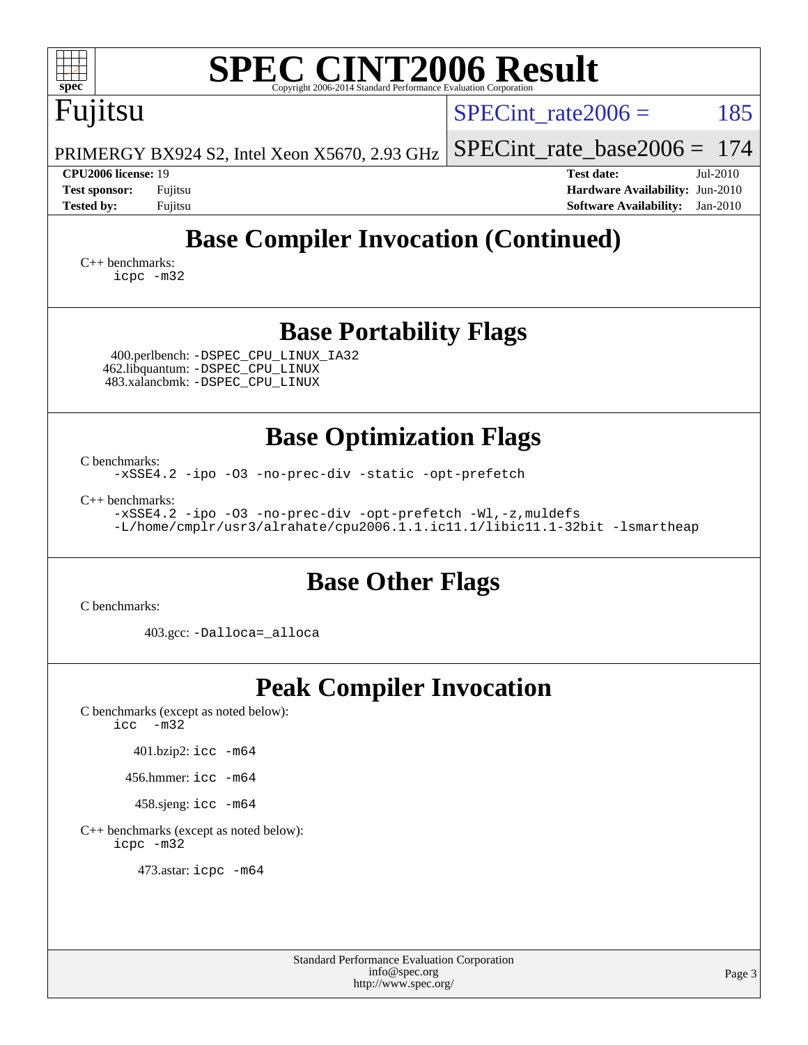# SPEC CINT2006 Result

Copyright 2006-2014 Standard Performance Evaluation Corporation

**Fujitsu**

PRIMERGY BX924 S2, Intel Xeon X5670, 2.93 GHz

SPECint_rate2006 = 185

SPECint_rate_base2006 = 174

| | | | |
|---|---|---|---|
| **CPU2006 license:** 19 | | **Test date:** | Jul-2010 |
| **Test sponsor:** | Fujitsu | **Hardware Availability:** | Jun-2010 |
| **Tested by:** | Fujitsu | **Software Availability:** | Jan-2010 |

## Base Compiler Invocation (Continued)

C++ benchmarks:

```
icpc -m32
```

## Base Portability Flags

400.perlbench: `-DSPEC_CPU_LINUX_IA32`
462.libquantum: `-DSPEC_CPU_LINUX`
483.xalancbmk: `-DSPEC_CPU_LINUX`

## Base Optimization Flags

C benchmarks:

```
-xSSE4.2 -ipo -O3 -no-prec-div -static -opt-prefetch
```

C++ benchmarks:

```
-xSSE4.2 -ipo -O3 -no-prec-div -opt-prefetch -Wl,-z,muldefs
-L/home/cmplr/usr3/alrahate/cpu2006.1.1.ic11.1/libic11.1-32bit -lsmartheap
```

## Base Other Flags

C benchmarks:

403.gcc: `-Dalloca=_alloca`

## Peak Compiler Invocation

C benchmarks (except as noted below):

```
icc  -m32
```

401.bzip2: `icc -m64`

456.hmmer: `icc -m64`

458.sjeng: `icc -m64`

C++ benchmarks (except as noted below):

```
icpc -m32
```

473.astar: `icpc -m64`

Standard Performance Evaluation Corporation
info@spec.org
http://www.spec.org/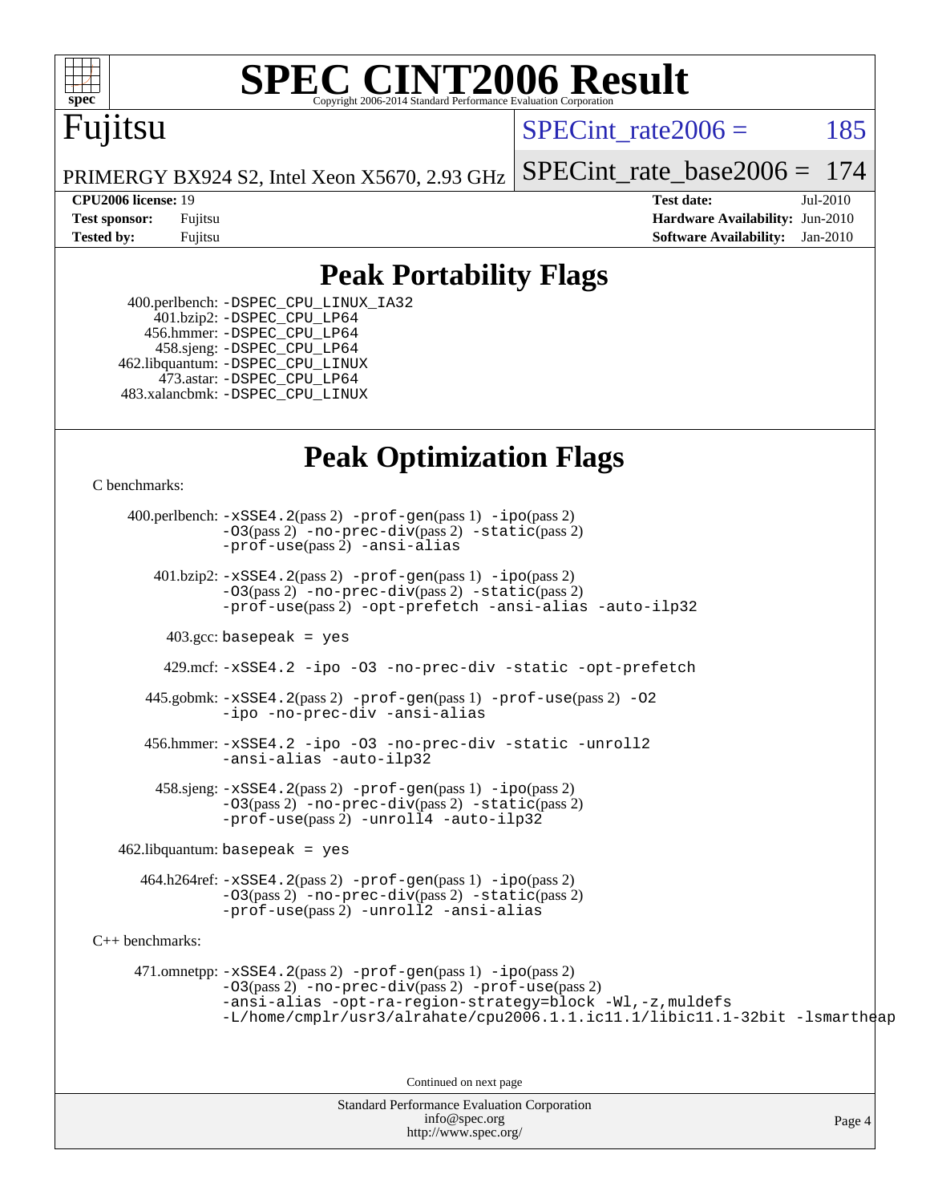# SPEC CINT2006 Result

Copyright 2006-2014 Standard Performance Evaluation Corporation

**Fujitsu**

PRIMERGY BX924 S2, Intel Xeon X5670, 2.93 GHz

SPECint_rate2006 = 185

SPECint_rate_base2006 = 174

| | | | |
|---|---|---|---|
| **CPU2006 license:** | 19 | **Test date:** | Jul-2010 |
| **Test sponsor:** | Fujitsu | **Hardware Availability:** | Jun-2010 |
| **Tested by:** | Fujitsu | **Software Availability:** | Jan-2010 |

## Peak Portability Flags

400.perlbench: -DSPEC_CPU_LINUX_IA32
401.bzip2: -DSPEC_CPU_LP64
456.hmmer: -DSPEC_CPU_LP64
458.sjeng: -DSPEC_CPU_LP64
462.libquantum: -DSPEC_CPU_LINUX
473.astar: -DSPEC_CPU_LP64
483.xalancbmk: -DSPEC_CPU_LINUX

## Peak Optimization Flags

C benchmarks:

400.perlbench: -xSSE4.2(pass 2) -prof-gen(pass 1) -ipo(pass 2) -O3(pass 2) -no-prec-div(pass 2) -static(pass 2) -prof-use(pass 2) -ansi-alias

401.bzip2: -xSSE4.2(pass 2) -prof-gen(pass 1) -ipo(pass 2) -O3(pass 2) -no-prec-div(pass 2) -static(pass 2) -prof-use(pass 2) -opt-prefetch -ansi-alias -auto-ilp32

403.gcc: basepeak = yes

429.mcf: -xSSE4.2 -ipo -O3 -no-prec-div -static -opt-prefetch

445.gobmk: -xSSE4.2(pass 2) -prof-gen(pass 1) -prof-use(pass 2) -O2 -ipo -no-prec-div -ansi-alias

456.hmmer: -xSSE4.2 -ipo -O3 -no-prec-div -static -unroll2 -ansi-alias -auto-ilp32

458.sjeng: -xSSE4.2(pass 2) -prof-gen(pass 1) -ipo(pass 2) -O3(pass 2) -no-prec-div(pass 2) -static(pass 2) -prof-use(pass 2) -unroll4 -auto-ilp32

462.libquantum: basepeak = yes

464.h264ref: -xSSE4.2(pass 2) -prof-gen(pass 1) -ipo(pass 2) -O3(pass 2) -no-prec-div(pass 2) -static(pass 2) -prof-use(pass 2) -unroll2 -ansi-alias

C++ benchmarks:

471.omnetpp: -xSSE4.2(pass 2) -prof-gen(pass 1) -ipo(pass 2) -O3(pass 2) -no-prec-div(pass 2) -prof-use(pass 2) -ansi-alias -opt-ra-region-strategy=block -Wl,-z,muldefs -L/home/cmplr/usr3/alrahate/cpu2006.1.1.ic11.1/libic11.1-32bit -lsmartheap

Continued on next page

Standard Performance Evaluation Corporation
info@spec.org
http://www.spec.org/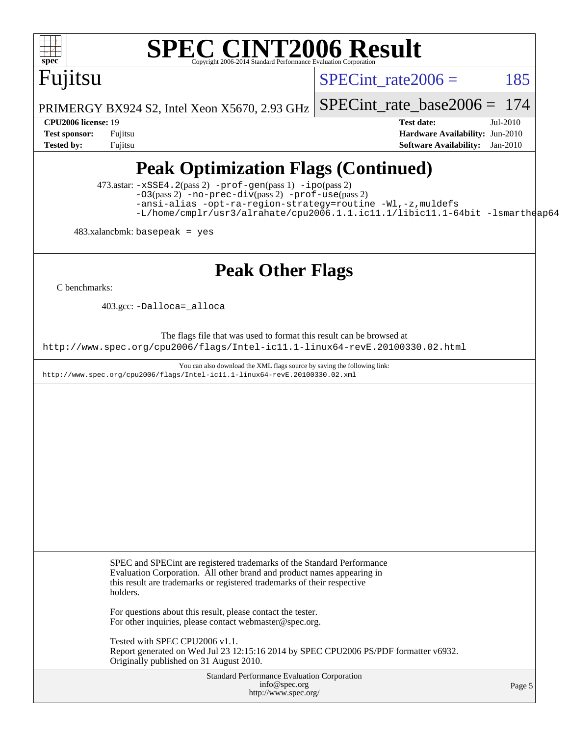# SPEC CINT2006 Result

Copyright 2006-2014 Standard Performance Evaluation Corporation

Fujitsu

PRIMERGY BX924 S2, Intel Xeon X5670, 2.93 GHz

SPECint_rate2006 = 185

SPECint_rate_base2006 = 174

**CPU2006 license:** 19
**Test sponsor:** Fujitsu
**Tested by:** Fujitsu

**Test date:** Jul-2010
**Hardware Availability:** Jun-2010
**Software Availability:** Jan-2010

## Peak Optimization Flags (Continued)

473.astar: -xSSE4.2(pass 2) -prof-gen(pass 1) -ipo(pass 2) -O3(pass 2) -no-prec-div(pass 2) -prof-use(pass 2) -ansi-alias -opt-ra-region-strategy=routine -Wl,-z,muldefs -L/home/cmplr/usr3/alrahate/cpu2006.1.1.ic11.1/libic11.1-64bit -lsmartheap64

483.xalancbmk: basepeak = yes

## Peak Other Flags

C benchmarks:

403.gcc: -Dalloca=_alloca

The flags file that was used to format this result can be browsed at
http://www.spec.org/cpu2006/flags/Intel-ic11.1-linux64-revE.20100330.02.html

You can also download the XML flags source by saving the following link:
http://www.spec.org/cpu2006/flags/Intel-ic11.1-linux64-revE.20100330.02.xml

SPEC and SPECint are registered trademarks of the Standard Performance Evaluation Corporation. All other brand and product names appearing in this result are trademarks or registered trademarks of their respective holders.

For questions about this result, please contact the tester.
For other inquiries, please contact webmaster@spec.org.

Tested with SPEC CPU2006 v1.1.
Report generated on Wed Jul 23 12:15:16 2014 by SPEC CPU2006 PS/PDF formatter v6932.
Originally published on 31 August 2010.

Standard Performance Evaluation Corporation
info@spec.org
http://www.spec.org/